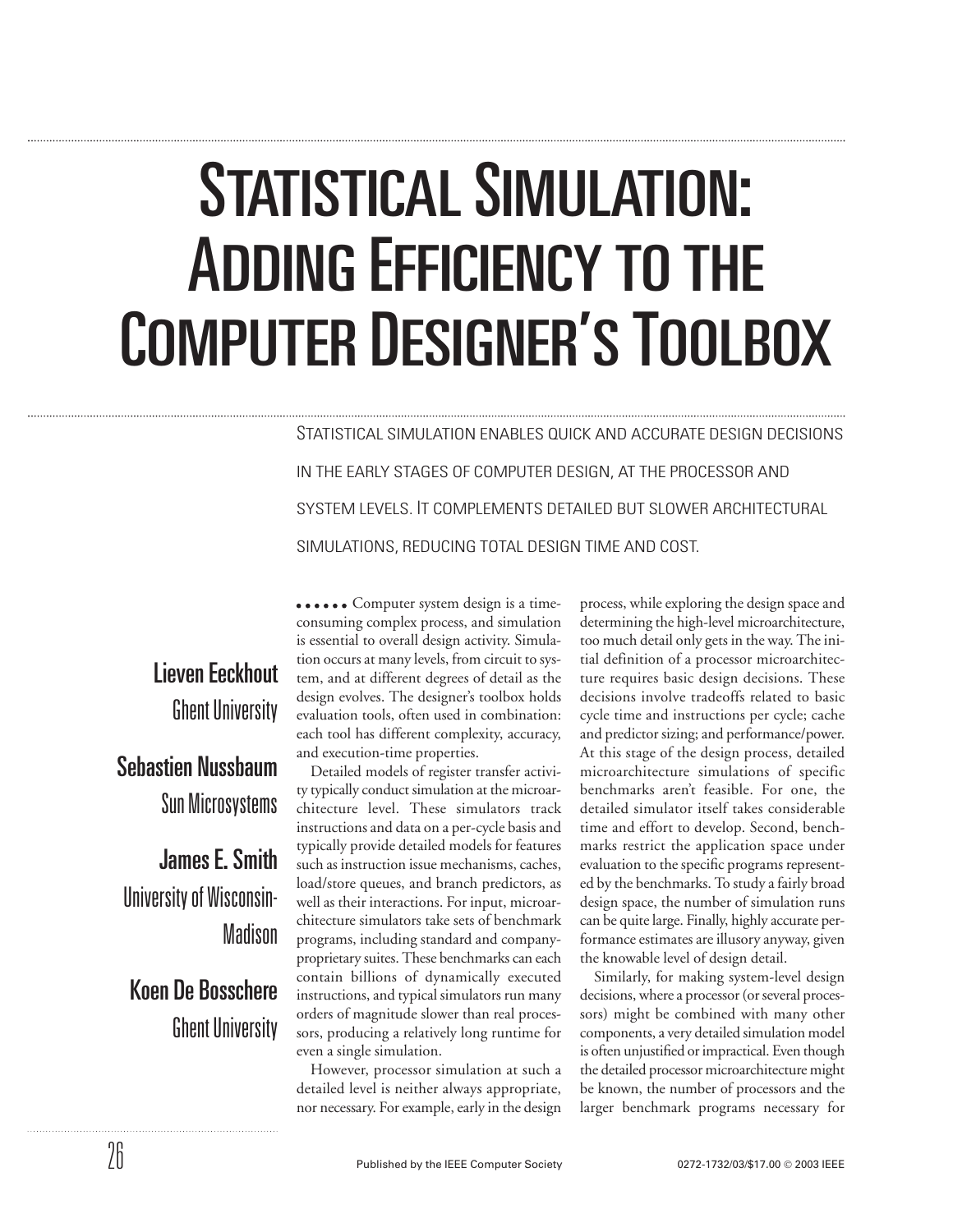# Statistical Simulation: Adding Efficiency to the Computer Designer's Toolbox

STATISTICAL SIMULATION ENABLES QUICK AND ACCURATE DESIGN DECISIONS IN THE EARLY STAGES OF COMPUTER DESIGN, AT THE PROCESSOR AND SYSTEM LEVELS. IT COMPLEMENTS DETAILED BUT SLOWER ARCHITECTURAL SIMULATIONS, REDUCING TOTAL DESIGN TIME AND COST.

**Lieven Eeckhout**
Ghent University

**Sebastien Nussbaum**
Sun Microsystems

**James E. Smith**
University of Wisconsin-Madison

**Koen De Bosschere**
Ghent University

Computer system design is a time-consuming complex process, and simulation is essential to overall design activity. Simulation occurs at many levels, from circuit to system, and at different degrees of detail as the design evolves. The designer's toolbox holds evaluation tools, often used in combination: each tool has different complexity, accuracy, and execution-time properties.

Detailed models of register transfer activity typically conduct simulation at the microarchitecture level. These simulators track instructions and data on a per-cycle basis and typically provide detailed models for features such as instruction issue mechanisms, caches, load/store queues, and branch predictors, as well as their interactions. For input, microarchitecture simulators take sets of benchmark programs, including standard and company-proprietary suites. These benchmarks can each contain billions of dynamically executed instructions, and typical simulators run many orders of magnitude slower than real processors, producing a relatively long runtime for even a single simulation.

However, processor simulation at such a detailed level is neither always appropriate, nor necessary. For example, early in the design process, while exploring the design space and determining the high-level microarchitecture, too much detail only gets in the way. The initial definition of a processor microarchitecture requires basic design decisions. These decisions involve tradeoffs related to basic cycle time and instructions per cycle; cache and predictor sizing; and performance/power. At this stage of the design process, detailed microarchitecture simulations of specific benchmarks aren't feasible. For one, the detailed simulator itself takes considerable time and effort to develop. Second, benchmarks restrict the application space under evaluation to the specific programs represented by the benchmarks. To study a fairly broad design space, the number of simulation runs can be quite large. Finally, highly accurate performance estimates are illusory anyway, given the knowable level of design detail.

Similarly, for making system-level design decisions, where a processor (or several processors) might be combined with many other components, a very detailed simulation model is often unjustified or impractical. Even though the detailed processor microarchitecture might be known, the number of processors and the larger benchmark programs necessary for

Published by the IEEE Computer Society 0272-1732/03/$17.00 © 2003 IEEE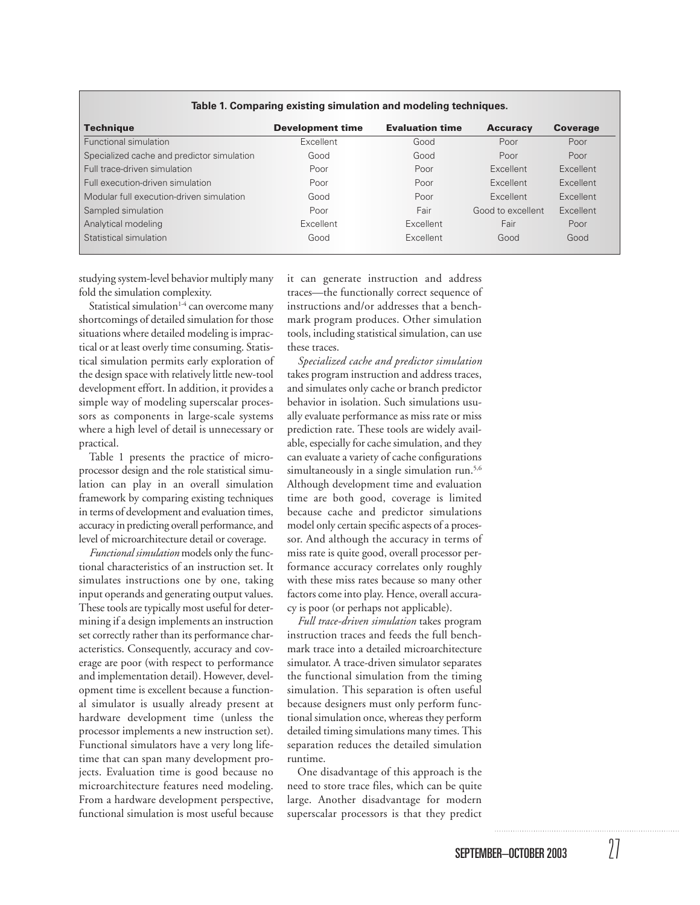**Table 1. Comparing existing simulation and modeling techniques.**

| Technique | Development time | Evaluation time | Accuracy | Coverage |
|---|---|---|---|---|
| Functional simulation | Excellent | Good | Poor | Poor |
| Specialized cache and predictor simulation | Good | Good | Poor | Poor |
| Full trace-driven simulation | Poor | Poor | Excellent | Excellent |
| Full execution-driven simulation | Poor | Poor | Excellent | Excellent |
| Modular full execution-driven simulation | Good | Poor | Excellent | Excellent |
| Sampled simulation | Poor | Fair | Good to excellent | Excellent |
| Analytical modeling | Excellent | Excellent | Fair | Poor |
| Statistical simulation | Good | Excellent | Good | Good |

studying system-level behavior multiply many fold the simulation complexity.

Statistical simulation[1-4] can overcome many shortcomings of detailed simulation for those situations where detailed modeling is impractical or at least overly time consuming. Statistical simulation permits early exploration of the design space with relatively little new-tool development effort. In addition, it provides a simple way of modeling superscalar processors as components in large-scale systems where a high level of detail is unnecessary or practical.

Table 1 presents the practice of microprocessor design and the role statistical simulation can play in an overall simulation framework by comparing existing techniques in terms of development and evaluation times, accuracy in predicting overall performance, and level of microarchitecture detail or coverage.

*Functional simulation* models only the functional characteristics of an instruction set. It simulates instructions one by one, taking input operands and generating output values. These tools are typically most useful for determining if a design implements an instruction set correctly rather than its performance characteristics. Consequently, accuracy and coverage are poor (with respect to performance and implementation detail). However, development time is excellent because a functional simulator is usually already present at hardware development time (unless the processor implements a new instruction set). Functional simulators have a very long lifetime that can span many development projects. Evaluation time is good because no microarchitecture features need modeling. From a hardware development perspective, functional simulation is most useful because it can generate instruction and address traces—the functionally correct sequence of instructions and/or addresses that a benchmark program produces. Other simulation tools, including statistical simulation, can use these traces.

*Specialized cache and predictor simulation* takes program instruction and address traces, and simulates only cache or branch predictor behavior in isolation. Such simulations usually evaluate performance as miss rate or miss prediction rate. These tools are widely available, especially for cache simulation, and they can evaluate a variety of cache configurations simultaneously in a single simulation run.[5,6] Although development time and evaluation time are both good, coverage is limited because cache and predictor simulations model only certain specific aspects of a processor. And although the accuracy in terms of miss rate is quite good, overall processor performance accuracy correlates only roughly with these miss rates because so many other factors come into play. Hence, overall accuracy is poor (or perhaps not applicable).

*Full trace-driven simulation* takes program instruction traces and feeds the full benchmark trace into a detailed microarchitecture simulator. A trace-driven simulator separates the functional simulation from the timing simulation. This separation is often useful because designers must only perform functional simulation once, whereas they perform detailed timing simulations many times. This separation reduces the detailed simulation runtime.

One disadvantage of this approach is the need to store trace files, which can be quite large. Another disadvantage for modern superscalar processors is that they predict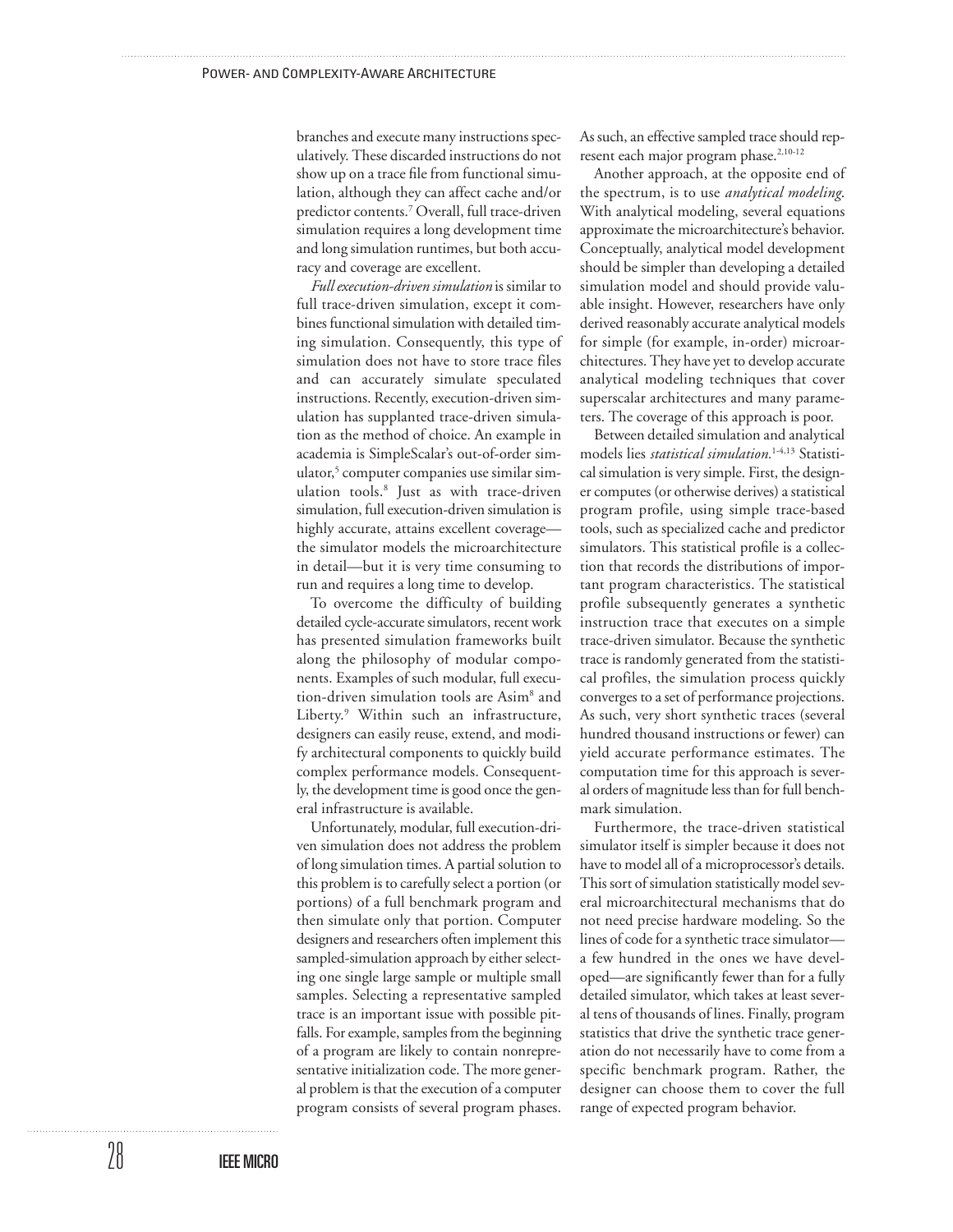branches and execute many instructions speculatively. These discarded instructions do not show up on a trace file from functional simulation, although they can affect cache and/or predictor contents.[7] Overall, full trace-driven simulation requires a long development time and long simulation runtimes, but both accuracy and coverage are excellent.

*Full execution-driven simulation* is similar to full trace-driven simulation, except it combines functional simulation with detailed timing simulation. Consequently, this type of simulation does not have to store trace files and can accurately simulate speculated instructions. Recently, execution-driven simulation has supplanted trace-driven simulation as the method of choice. An example in academia is SimpleScalar's out-of-order simulator,[5] computer companies use similar simulation tools.[8] Just as with trace-driven simulation, full execution-driven simulation is highly accurate, attains excellent coverage—the simulator models the microarchitecture in detail—but it is very time consuming to run and requires a long time to develop.

To overcome the difficulty of building detailed cycle-accurate simulators, recent work has presented simulation frameworks built along the philosophy of modular components. Examples of such modular, full execution-driven simulation tools are Asim[8] and Liberty.[9] Within such an infrastructure, designers can easily reuse, extend, and modify architectural components to quickly build complex performance models. Consequently, the development time is good once the general infrastructure is available.

Unfortunately, modular, full execution-driven simulation does not address the problem of long simulation times. A partial solution to this problem is to carefully select a portion (or portions) of a full benchmark program and then simulate only that portion. Computer designers and researchers often implement this sampled-simulation approach by either selecting one single large sample or multiple small samples. Selecting a representative sampled trace is an important issue with possible pitfalls. For example, samples from the beginning of a program are likely to contain nonrepresentative initialization code. The more general problem is that the execution of a computer program consists of several program phases. As such, an effective sampled trace should represent each major program phase.[2,10-12]

Another approach, at the opposite end of the spectrum, is to use *analytical modeling*. With analytical modeling, several equations approximate the microarchitecture's behavior. Conceptually, analytical model development should be simpler than developing a detailed simulation model and should provide valuable insight. However, researchers have only derived reasonably accurate analytical models for simple (for example, in-order) microarchitectures. They have yet to develop accurate analytical modeling techniques that cover superscalar architectures and many parameters. The coverage of this approach is poor.

Between detailed simulation and analytical models lies *statistical simulation*.[1-4,13] Statistical simulation is very simple. First, the designer computes (or otherwise derives) a statistical program profile, using simple trace-based tools, such as specialized cache and predictor simulators. This statistical profile is a collection that records the distributions of important program characteristics. The statistical profile subsequently generates a synthetic instruction trace that executes on a simple trace-driven simulator. Because the synthetic trace is randomly generated from the statistical profiles, the simulation process quickly converges to a set of performance projections. As such, very short synthetic traces (several hundred thousand instructions or fewer) can yield accurate performance estimates. The computation time for this approach is several orders of magnitude less than for full benchmark simulation.

Furthermore, the trace-driven statistical simulator itself is simpler because it does not have to model all of a microprocessor's details. This sort of simulation statistically model several microarchitectural mechanisms that do not need precise hardware modeling. So the lines of code for a synthetic trace simulator—a few hundred in the ones we have developed—are significantly fewer than for a fully detailed simulator, which takes at least several tens of thousands of lines. Finally, program statistics that drive the synthetic trace generation do not necessarily have to come from a specific benchmark program. Rather, the designer can choose them to cover the full range of expected program behavior.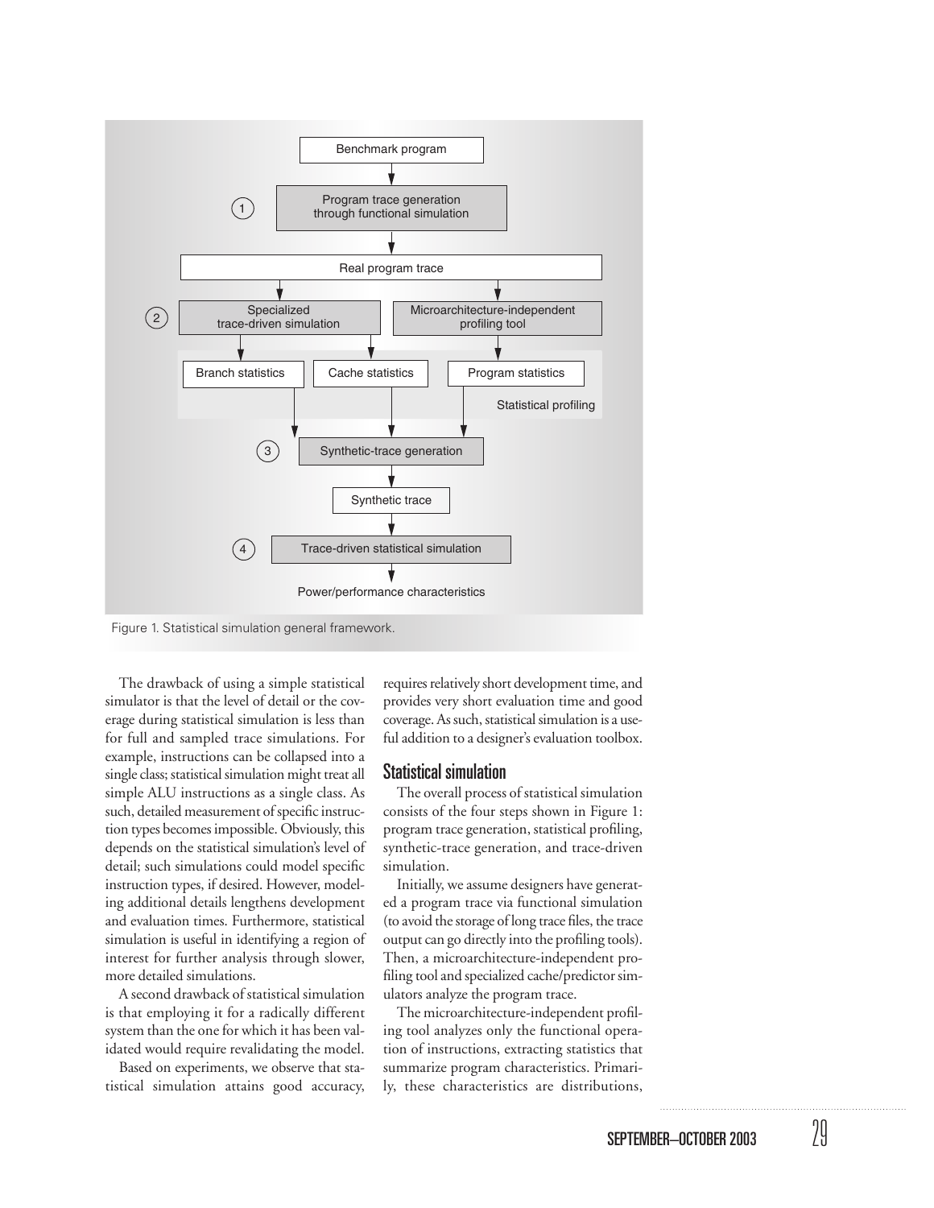Figure 1. Statistical simulation general framework.

The drawback of using a simple statistical simulator is that the level of detail or the coverage during statistical simulation is less than for full and sampled trace simulations. For example, instructions can be collapsed into a single class; statistical simulation might treat all simple ALU instructions as a single class. As such, detailed measurement of specific instruction types becomes impossible. Obviously, this depends on the statistical simulation's level of detail; such simulations could model specific instruction types, if desired. However, modeling additional details lengthens development and evaluation times. Furthermore, statistical simulation is useful in identifying a region of interest for further analysis through slower, more detailed simulations.

A second drawback of statistical simulation is that employing it for a radically different system than the one for which it has been validated would require revalidating the model.

Based on experiments, we observe that statistical simulation attains good accuracy, requires relatively short development time, and provides very short evaluation time and good coverage. As such, statistical simulation is a useful addition to a designer's evaluation toolbox.

## Statistical simulation

The overall process of statistical simulation consists of the four steps shown in Figure 1: program trace generation, statistical profiling, synthetic-trace generation, and trace-driven simulation.

Initially, we assume designers have generated a program trace via functional simulation (to avoid the storage of long trace files, the trace output can go directly into the profiling tools). Then, a microarchitecture-independent profiling tool and specialized cache/predictor simulators analyze the program trace.

The microarchitecture-independent profiling tool analyzes only the functional operation of instructions, extracting statistics that summarize program characteristics. Primarily, these characteristics are distributions,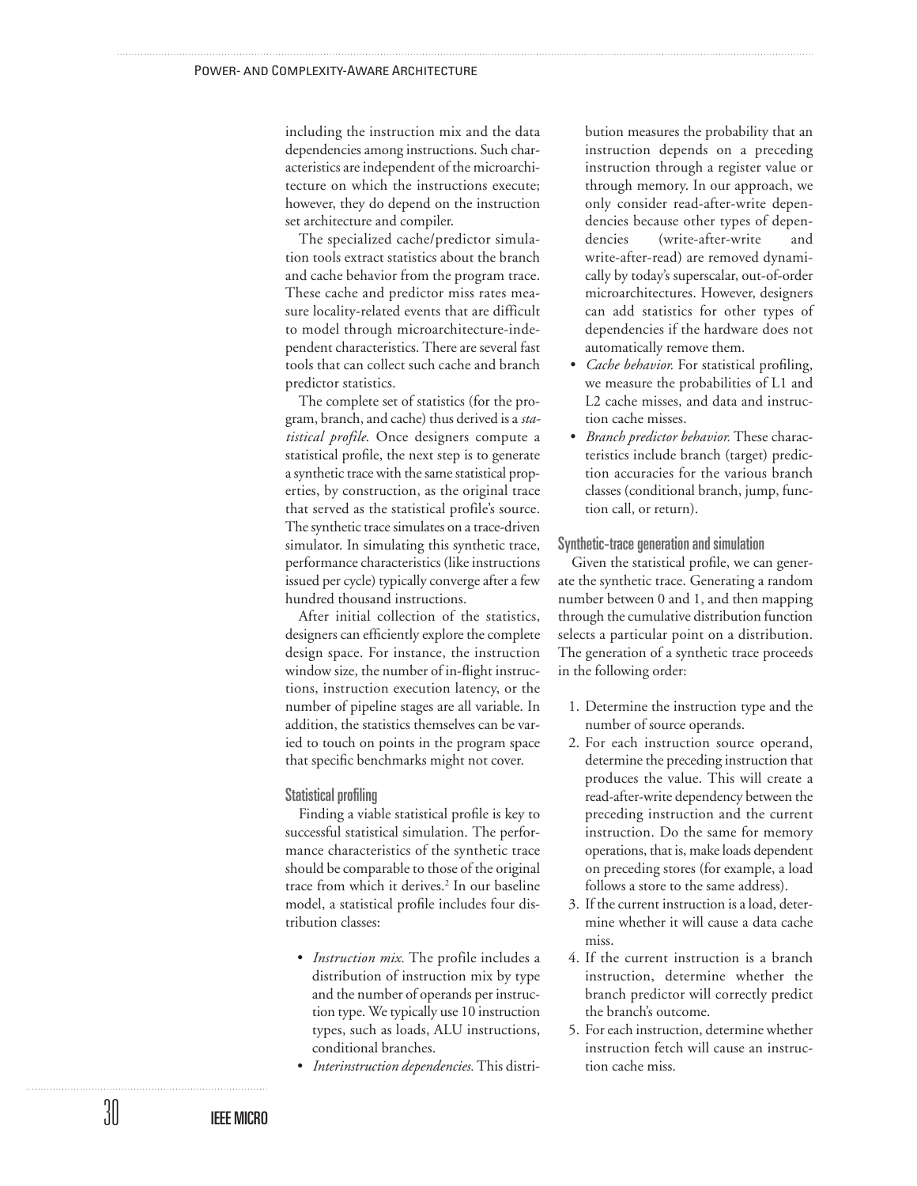including the instruction mix and the data dependencies among instructions. Such characteristics are independent of the microarchitecture on which the instructions execute; however, they do depend on the instruction set architecture and compiler.

The specialized cache/predictor simulation tools extract statistics about the branch and cache behavior from the program trace. These cache and predictor miss rates measure locality-related events that are difficult to model through microarchitecture-independent characteristics. There are several fast tools that can collect such cache and branch predictor statistics.

The complete set of statistics (for the program, branch, and cache) thus derived is a *statistical profile*. Once designers compute a statistical profile, the next step is to generate a synthetic trace with the same statistical properties, by construction, as the original trace that served as the statistical profile's source. The synthetic trace simulates on a trace-driven simulator. In simulating this synthetic trace, performance characteristics (like instructions issued per cycle) typically converge after a few hundred thousand instructions.

After initial collection of the statistics, designers can efficiently explore the complete design space. For instance, the instruction window size, the number of in-flight instructions, instruction execution latency, or the number of pipeline stages are all variable. In addition, the statistics themselves can be varied to touch on points in the program space that specific benchmarks might not cover.

### Statistical profiling

Finding a viable statistical profile is key to successful statistical simulation. The performance characteristics of the synthetic trace should be comparable to those of the original trace from which it derives.[2] In our baseline model, a statistical profile includes four distribution classes:

- *Instruction mix.* The profile includes a distribution of instruction mix by type and the number of operands per instruction type. We typically use 10 instruction types, such as loads, ALU instructions, conditional branches.
- *Interinstruction dependencies.* This distribution measures the probability that an instruction depends on a preceding instruction through a register value or through memory. In our approach, we only consider read-after-write dependencies because other types of dependencies (write-after-write and write-after-read) are removed dynamically by today's superscalar, out-of-order microarchitectures. However, designers can add statistics for other types of dependencies if the hardware does not automatically remove them.
- *Cache behavior.* For statistical profiling, we measure the probabilities of L1 and L2 cache misses, and data and instruction cache misses.
- *Branch predictor behavior.* These characteristics include branch (target) prediction accuracies for the various branch classes (conditional branch, jump, function call, or return).

### Synthetic-trace generation and simulation

Given the statistical profile, we can generate the synthetic trace. Generating a random number between 0 and 1, and then mapping through the cumulative distribution function selects a particular point on a distribution. The generation of a synthetic trace proceeds in the following order:

1. Determine the instruction type and the number of source operands.
2. For each instruction source operand, determine the preceding instruction that produces the value. This will create a read-after-write dependency between the preceding instruction and the current instruction. Do the same for memory operations, that is, make loads dependent on preceding stores (for example, a load follows a store to the same address).
3. If the current instruction is a load, determine whether it will cause a data cache miss.
4. If the current instruction is a branch instruction, determine whether the branch predictor will correctly predict the branch's outcome.
5. For each instruction, determine whether instruction fetch will cause an instruction cache miss.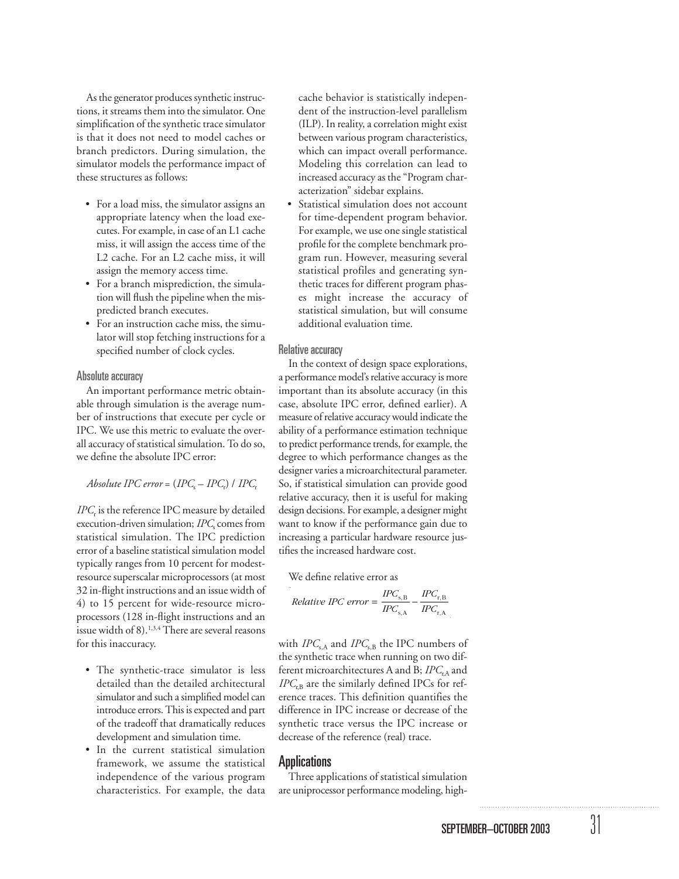As the generator produces synthetic instructions, it streams them into the simulator. One simplification of the synthetic trace simulator is that it does not need to model caches or branch predictors. During simulation, the simulator models the performance impact of these structures as follows:

- For a load miss, the simulator assigns an appropriate latency when the load executes. For example, in case of an L1 cache miss, it will assign the access time of the L2 cache. For an L2 cache miss, it will assign the memory access time.
- For a branch misprediction, the simulation will flush the pipeline when the mispredicted branch executes.
- For an instruction cache miss, the simulator will stop fetching instructions for a specified number of clock cycles.

### Absolute accuracy

An important performance metric obtainable through simulation is the average number of instructions that execute per cycle or IPC. We use this metric to evaluate the overall accuracy of statistical simulation. To do so, we define the absolute IPC error:

$$\textit{Absolute IPC error} = (IPC_s - IPC_r) / IPC_r$$

$IPC_r$ is the reference IPC measure by detailed execution-driven simulation; $IPC_s$ comes from statistical simulation. The IPC prediction error of a baseline statistical simulation model typically ranges from 10 percent for modest-resource superscalar microprocessors (at most 32 in-flight instructions and an issue width of 4) to 15 percent for wide-resource microprocessors (128 in-flight instructions and an issue width of 8).[1,3,4] There are several reasons for this inaccuracy.

- The synthetic-trace simulator is less detailed than the detailed architectural simulator and such a simplified model can introduce errors. This is expected and part of the tradeoff that dramatically reduces development and simulation time.
- In the current statistical simulation framework, we assume the statistical independence of the various program characteristics. For example, the data cache behavior is statistically independent of the instruction-level parallelism (ILP). In reality, a correlation might exist between various program characteristics, which can impact overall performance. Modeling this correlation can lead to increased accuracy as the "Program characterization" sidebar explains.
- Statistical simulation does not account for time-dependent program behavior. For example, we use one single statistical profile for the complete benchmark program run. However, measuring several statistical profiles and generating synthetic traces for different program phases might increase the accuracy of statistical simulation, but will consume additional evaluation time.

### Relative accuracy

In the context of design space explorations, a performance model's relative accuracy is more important than its absolute accuracy (in this case, absolute IPC error, defined earlier). A measure of relative accuracy would indicate the ability of a performance estimation technique to predict performance trends, for example, the degree to which performance changes as the designer varies a microarchitectural parameter. So, if statistical simulation can provide good relative accuracy, then it is useful for making design decisions. For example, a designer might want to know if the performance gain due to increasing a particular hardware resource justifies the increased hardware cost.

We define relative error as

$$\textit{Relative IPC error} = \frac{IPC_{s,B}}{IPC_{s,A}} - \frac{IPC_{r,B}}{IPC_{r,A}}$$

with $IPC_{s,A}$ and $IPC_{s,B}$ the IPC numbers of the synthetic trace when running on two different microarchitectures A and B; $IPC_{r,A}$ and $IPC_{r,B}$ are the similarly defined IPCs for reference traces. This definition quantifies the difference in IPC increase or decrease of the synthetic trace versus the IPC increase or decrease of the reference (real) trace.

## Applications

Three applications of statistical simulation are uniprocessor performance modeling, high-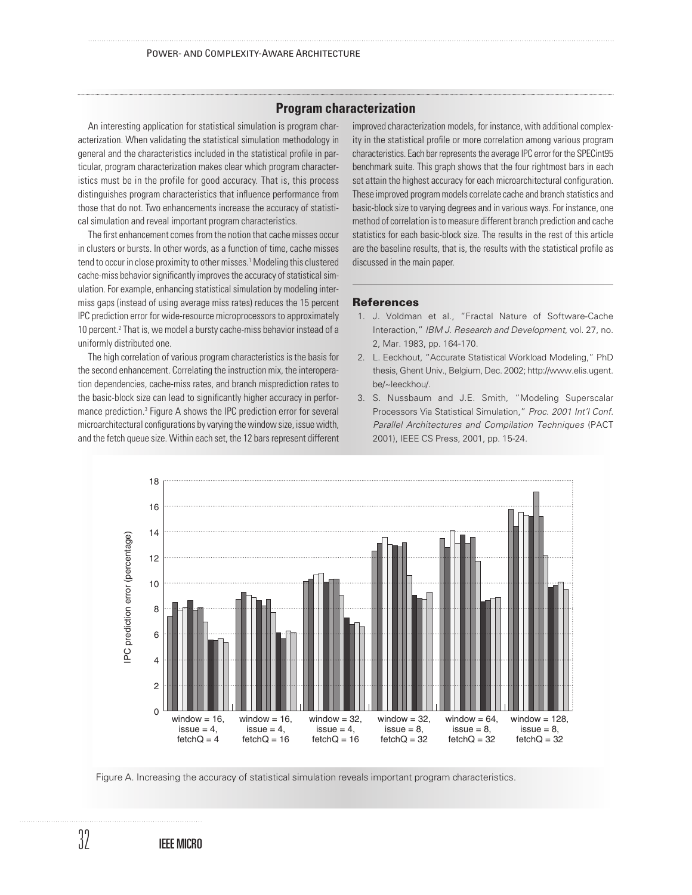## Program characterization

An interesting application for statistical simulation is program characterization. When validating the statistical simulation methodology in general and the characteristics included in the statistical profile in particular, program characterization makes clear which program characteristics must be in the profile for good accuracy. That is, this process distinguishes program characteristics that influence performance from those that do not. Two enhancements increase the accuracy of statistical simulation and reveal important program characteristics.

The first enhancement comes from the notion that cache misses occur in clusters or bursts. In other words, as a function of time, cache misses tend to occur in close proximity to other misses.[1] Modeling this clustered cache-miss behavior significantly improves the accuracy of statistical simulation. For example, enhancing statistical simulation by modeling intermiss gaps (instead of using average miss rates) reduces the 15 percent IPC prediction error for wide-resource microprocessors to approximately 10 percent.[2] That is, we model a bursty cache-miss behavior instead of a uniformly distributed one.

The high correlation of various program characteristics is the basis for the second enhancement. Correlating the instruction mix, the interoperation dependencies, cache-miss rates, and branch misprediction rates to the basic-block size can lead to significantly higher accuracy in performance prediction.[3] Figure A shows the IPC prediction error for several microarchitectural configurations by varying the window size, issue width, and the fetch queue size. Within each set, the 12 bars represent different improved characterization models, for instance, with additional complexity in the statistical profile or more correlation among various program characteristics. Each bar represents the average IPC error for the SPECint95 benchmark suite. This graph shows that the four rightmost bars in each set attain the highest accuracy for each microarchitectural configuration. These improved program models correlate cache and branch statistics and basic-block size to varying degrees and in various ways. For instance, one method of correlation is to measure different branch prediction and cache statistics for each basic-block size. The results in the rest of this article are the baseline results, that is, the results with the statistical profile as discussed in the main paper.

### References

1. J. Voldman et al., "Fractal Nature of Software-Cache Interaction," *IBM J. Research and Development*, vol. 27, no. 2, Mar. 1983, pp. 164-170.
2. L. Eeckhout, "Accurate Statistical Workload Modeling," PhD thesis, Ghent Univ., Belgium, Dec. 2002; http://www.elis.ugent.be/~leeckhou/.
3. S. Nussbaum and J.E. Smith, "Modeling Superscalar Processors Via Statistical Simulation," *Proc. 2001 Int'l Conf. Parallel Architectures and Compilation Techniques* (PACT 2001), IEEE CS Press, 2001, pp. 15-24.

Figure A. Increasing the accuracy of statistical simulation reveals important program characteristics.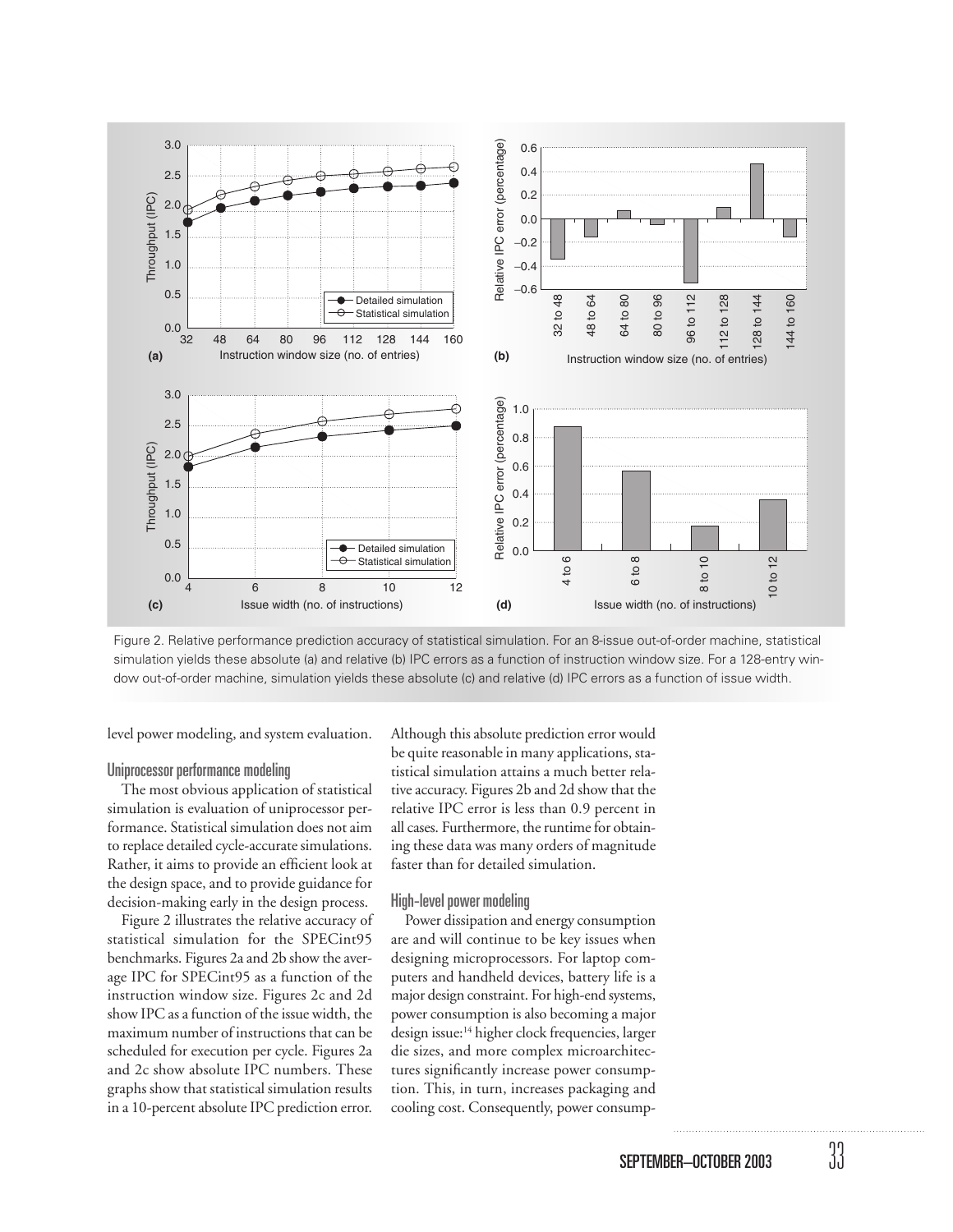Figure 2. Relative performance prediction accuracy of statistical simulation. For an 8-issue out-of-order machine, statistical simulation yields these absolute (a) and relative (b) IPC errors as a function of instruction window size. For a 128-entry window out-of-order machine, simulation yields these absolute (c) and relative (d) IPC errors as a function of issue width.

level power modeling, and system evaluation.

### Uniprocessor performance modeling

The most obvious application of statistical simulation is evaluation of uniprocessor performance. Statistical simulation does not aim to replace detailed cycle-accurate simulations. Rather, it aims to provide an efficient look at the design space, and to provide guidance for decision-making early in the design process.

Figure 2 illustrates the relative accuracy of statistical simulation for the SPECint95 benchmarks. Figures 2a and 2b show the average IPC for SPECint95 as a function of the instruction window size. Figures 2c and 2d show IPC as a function of the issue width, the maximum number of instructions that can be scheduled for execution per cycle. Figures 2a and 2c show absolute IPC numbers. These graphs show that statistical simulation results in a 10-percent absolute IPC prediction error. Although this absolute prediction error would be quite reasonable in many applications, statistical simulation attains a much better relative accuracy. Figures 2b and 2d show that the relative IPC error is less than 0.9 percent in all cases. Furthermore, the runtime for obtaining these data was many orders of magnitude faster than for detailed simulation.

### High-level power modeling

Power dissipation and energy consumption are and will continue to be key issues when designing microprocessors. For laptop computers and handheld devices, battery life is a major design constraint. For high-end systems, power consumption is also becoming a major design issue:[14] higher clock frequencies, larger die sizes, and more complex microarchitectures significantly increase power consumption. This, in turn, increases packaging and cooling cost. Consequently, power consump-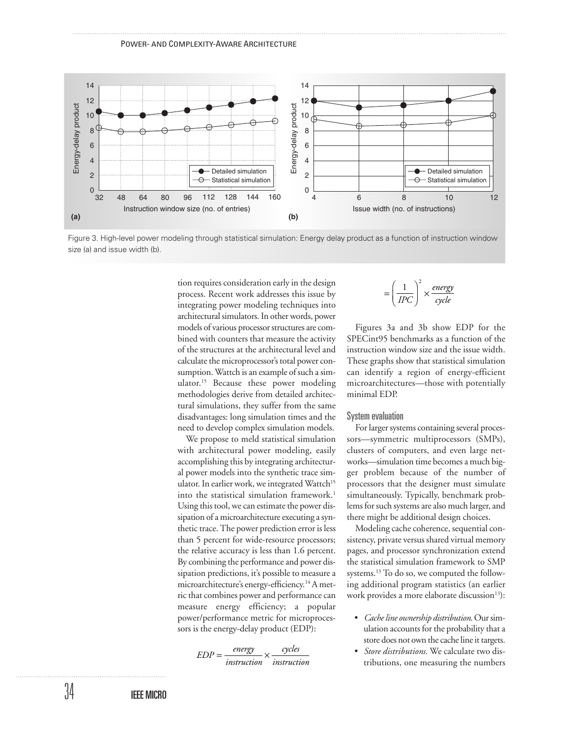Figure 3. High-level power modeling through statistical simulation: Energy delay product as a function of instruction window size (a) and issue width (b).

tion requires consideration early in the design process. Recent work addresses this issue by integrating power modeling techniques into architectural simulators. In other words, power models of various processor structures are combined with counters that measure the activity of the structures at the architectural level and calculate the microprocessor's total power consumption. Wattch is an example of such a simulator.[15] Because these power modeling methodologies derive from detailed architectural simulations, they suffer from the same disadvantages: long simulation times and the need to develop complex simulation models.

We propose to meld statistical simulation with architectural power modeling, easily accomplishing this by integrating architectural power models into the synthetic trace simulator. In earlier work, we integrated Wattch[15] into the statistical simulation framework.[1] Using this tool, we can estimate the power dissipation of a microarchitecture executing a synthetic trace. The power prediction error is less than 5 percent for wide-resource processors; the relative accuracy is less than 1.6 percent. By combining the performance and power dissipation predictions, it's possible to measure a microarchitecture's energy-efficiency.[14] A metric that combines power and performance can measure energy efficiency; a popular power/performance metric for microprocessors is the energy-delay product (EDP):

$$EDP = \frac{energy}{instruction} \times \frac{cycles}{instruction}$$

$$= \left(\frac{1}{IPC}\right)^2 \times \frac{energy}{cycle}$$

Figures 3a and 3b show EDP for the SPECint95 benchmarks as a function of the instruction window size and the issue width. These graphs show that statistical simulation can identify a region of energy-efficient microarchitectures—those with potentially minimal EDP.

### System evaluation

For larger systems containing several processors—symmetric multiprocessors (SMPs), clusters of computers, and even large networks—simulation time becomes a much bigger problem because of the number of processors that the designer must simulate simultaneously. Typically, benchmark problems for such systems are also much larger, and there might be additional design choices.

Modeling cache coherence, sequential consistency, private versus shared virtual memory pages, and processor synchronization extend the statistical simulation framework to SMP systems.[13] To do so, we computed the following additional program statistics (an earlier work provides a more elaborate discussion[13]):

- *Cache line ownership distribution.* Our simulation accounts for the probability that a store does not own the cache line it targets.
- *Store distributions.* We calculate two distributions, one measuring the numbers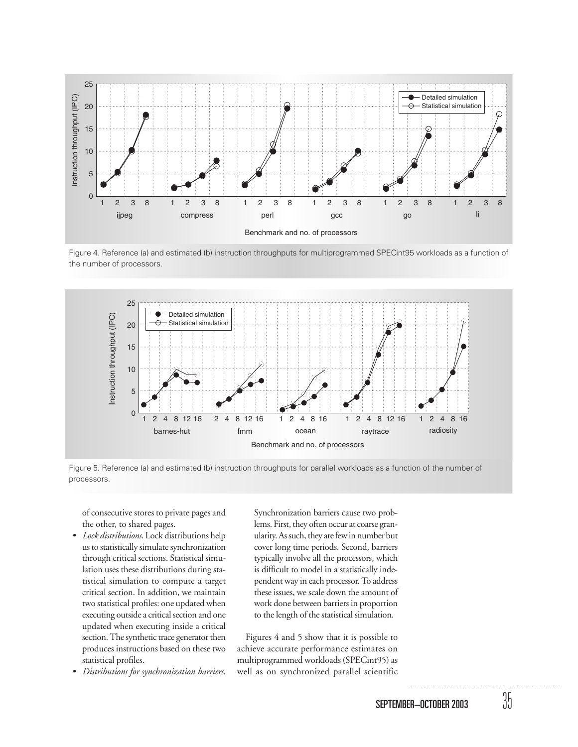Figure 4. Reference (a) and estimated (b) instruction throughputs for multiprogrammed SPECint95 workloads as a function of the number of processors.

Figure 5. Reference (a) and estimated (b) instruction throughputs for parallel workloads as a function of the number of processors.

of consecutive stores to private pages and the other, to shared pages.

- *Lock distributions*. Lock distributions help us to statistically simulate synchronization through critical sections. Statistical simulation uses these distributions during statistical simulation to compute a target critical section. In addition, we maintain two statistical profiles: one updated when executing outside a critical section and one updated when executing inside a critical section. The synthetic trace generator then produces instructions based on these two statistical profiles.
- *Distributions for synchronization barriers*. Synchronization barriers cause two problems. First, they often occur at coarse granularity. As such, they are few in number but cover long time periods. Second, barriers typically involve all the processors, which is difficult to model in a statistically independent way in each processor. To address these issues, we scale down the amount of work done between barriers in proportion to the length of the statistical simulation.

Figures 4 and 5 show that it is possible to achieve accurate performance estimates on multiprogrammed workloads (SPECint95) as well as on synchronized parallel scientific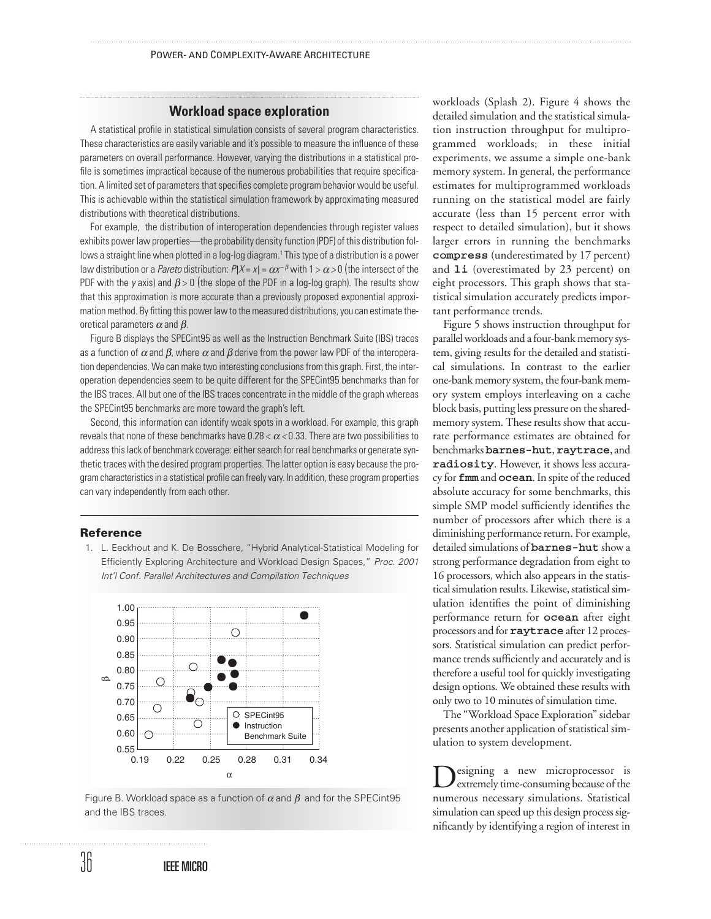## Workload space exploration

A statistical profile in statistical simulation consists of several program characteristics. These characteristics are easily variable and it's possible to measure the influence of these parameters on overall performance. However, varying the distributions in a statistical profile is sometimes impractical because of the numerous probabilities that require specification. A limited set of parameters that specifies complete program behavior would be useful. This is achievable within the statistical simulation framework by approximating measured distributions with theoretical distributions.

For example, the distribution of interoperation dependencies through register values exhibits power law properties—the probability density function (PDF) of this distribution follows a straight line when plotted in a log-log diagram.[1] This type of a distribution is a power law distribution or a *Pareto* distribution: $P[X = x] = \alpha x^{-\beta}$ with $1 > \alpha > 0$ (the intersect of the PDF with the *y* axis) and $\beta > 0$ (the slope of the PDF in a log-log graph). The results show that this approximation is more accurate than a previously proposed exponential approximation method. By fitting this power law to the measured distributions, you can estimate theoretical parameters $\alpha$ and $\beta$.

Figure B displays the SPECint95 as well as the Instruction Benchmark Suite (IBS) traces as a function of $\alpha$ and $\beta$, where $\alpha$ and $\beta$ derive from the power law PDF of the interoperation dependencies. We can make two interesting conclusions from this graph. First, the interoperation dependencies seem to be quite different for the SPECint95 benchmarks than for the IBS traces. All but one of the IBS traces concentrate in the middle of the graph whereas the SPECint95 benchmarks are more toward the graph's left.

Second, this information can identify weak spots in a workload. For example, this graph reveals that none of these benchmarks have $0.28 < \alpha < 0.33$. There are two possibilities to address this lack of benchmark coverage: either search for real benchmarks or generate synthetic traces with the desired program properties. The latter option is easy because the program characteristics in a statistical profile can freely vary. In addition, these program properties can vary independently from each other.

### Reference

1. L. Eeckhout and K. De Bosschere, "Hybrid Analytical-Statistical Modeling for Efficiently Exploring Architecture and Workload Design Spaces," *Proc. 2001 Int'l Conf. Parallel Architectures and Compilation Techniques*

Figure B. Workload space as a function of $\alpha$ and $\beta$ and for the SPECint95 and the IBS traces.

workloads (Splash 2). Figure 4 shows the detailed simulation and the statistical simulation instruction throughput for multiprogrammed workloads; in these initial experiments, we assume a simple one-bank memory system. In general, the performance estimates for multiprogrammed workloads running on the statistical model are fairly accurate (less than 15 percent error with respect to detailed simulation), but it shows larger errors in running the benchmarks **compress** (underestimated by 17 percent) and **li** (overestimated by 23 percent) on eight processors. This graph shows that statistical simulation accurately predicts important performance trends.

Figure 5 shows instruction throughput for parallel workloads and a four-bank memory system, giving results for the detailed and statistical simulations. In contrast to the earlier one-bank memory system, the four-bank memory system employs interleaving on a cache block basis, putting less pressure on the shared-memory system. These results show that accurate performance estimates are obtained for benchmarks **barnes-hut**, **raytrace**, and **radiosity**. However, it shows less accuracy for **fmm** and **ocean**. In spite of the reduced absolute accuracy for some benchmarks, this simple SMP model sufficiently identifies the number of processors after which there is a diminishing performance return. For example, detailed simulations of **barnes-hut** show a strong performance degradation from eight to 16 processors, which also appears in the statistical simulation results. Likewise, statistical simulation identifies the point of diminishing performance return for **ocean** after eight processors and for **raytrace** after 12 processors. Statistical simulation can predict performance trends sufficiently and accurately and is therefore a useful tool for quickly investigating design options. We obtained these results with only two to 10 minutes of simulation time.

The "Workload Space Exploration" sidebar presents another application of statistical simulation to system development.

Designing a new microprocessor is extremely time-consuming because of the numerous necessary simulations. Statistical simulation can speed up this design process significantly by identifying a region of interest in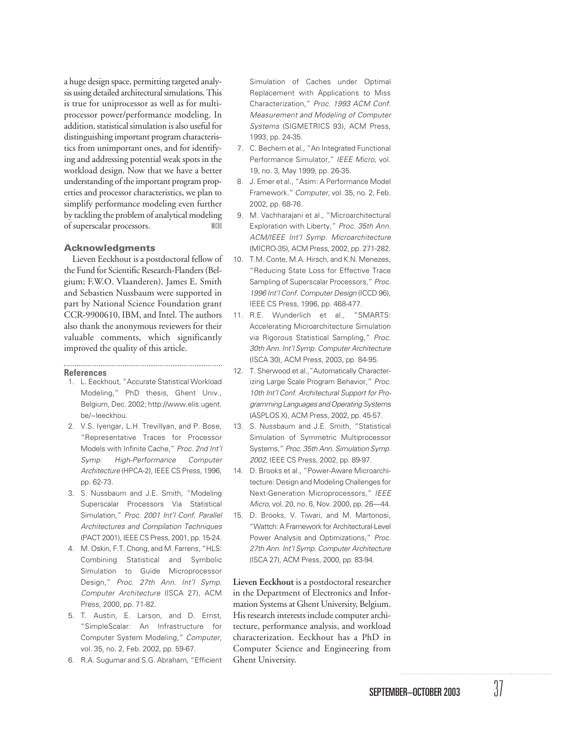a huge design space, permitting targeted analysis using detailed architectural simulations. This is true for uniprocessor as well as for multiprocessor power/performance modeling. In addition, statistical simulation is also useful for distinguishing important program characteristics from unimportant ones, and for identifying and addressing potential weak spots in the workload design. Now that we have a better understanding of the important program properties and processor characteristics, we plan to simplify performance modeling even further by tackling the problem of analytical modeling of superscalar processors. MICRO

### Acknowledgments

Lieven Eeckhout is a postdoctoral fellow of the Fund for Scientific Research-Flanders (Belgium; F.W.O. Vlaanderen). James E. Smith and Sebastien Nussbaum were supported in part by National Science Foundation grant CCR-9900610, IBM, and Intel. The authors also thank the anonymous reviewers for their valuable comments, which significantly improved the quality of this article.

### References

1. L. Eeckhout, "Accurate Statistical Workload Modeling," PhD thesis, Ghent Univ., Belgium, Dec. 2002; http://www.elis.ugent.be/~leeckhou.
2. V.S. Iyengar, L.H. Trevillyan, and P. Bose, "Representative Traces for Processor Models with Infinite Cache," *Proc. 2nd Int'l Symp. High-Performance Computer Architecture* (HPCA-2), IEEE CS Press, 1996, pp. 62-73.
3. S. Nussbaum and J.E. Smith, "Modeling Superscalar Processors Via Statistical Simulation," *Proc. 2001 Int'l Conf. Parallel Architectures and Compilation Techniques* (PACT 2001), IEEE CS Press, 2001, pp. 15-24.
4. M. Oskin, F.T. Chong, and M. Farrens, "HLS: Combining Statistical and Symbolic Simulation to Guide Microprocessor Design," *Proc. 27th Ann. Int'l Symp. Computer Architecture* (ISCA 27), ACM Press, 2000, pp. 71-82.
5. T. Austin, E. Larson, and D. Ernst, "SimpleScalar: An Infrastructure for Computer System Modeling," *Computer*, vol. 35, no. 2, Feb. 2002, pp. 59-67.
6. R.A. Sugumar and S.G. Abraham, "Efficient Simulation of Caches under Optimal Replacement with Applications to Miss Characterization," *Proc. 1993 ACM Conf. Measurement and Modeling of Computer Systems* (SIGMETRICS 93), ACM Press, 1993, pp. 24-35.
7. C. Bechem et al., "An Integrated Functional Performance Simulator," *IEEE Micro*, vol. 19, no. 3, May 1999, pp. 26-35.
8. J. Emer et al., "Asim: A Performance Model Framework." *Computer*, vol. 35, no. 2, Feb. 2002, pp. 68-76.
9. M. Vachharajani et al., "Microarchitectural Exploration with Liberty," *Proc. 35th Ann. ACM/IEEE Int'l Symp. Microarchitecture* (MICRO-35), ACM Press, 2002, pp. 271-282.
10. T.M. Conte, M.A. Hirsch, and K.N. Menezes, "Reducing State Loss for Effective Trace Sampling of Superscalar Processors," *Proc. 1996 Int'l Conf. Computer Design* (ICCD 96), IEEE CS Press, 1996, pp. 468-477.
11. R.E. Wunderlich et al., "SMARTS: Accelerating Microarchitecture Simulation via Rigorous Statistical Sampling," *Proc. 30th Ann. Int'l Symp. Computer Architecture* (ISCA 30), ACM Press, 2003, pp. 84-95.
12. T. Sherwood et al.,"Automatically Characterizing Large Scale Program Behavior," *Proc. 10th Int'l Conf. Architectural Support for Programming Languages and Operating Systems* (ASPLOS X), ACM Press, 2002, pp. 45-57.
13. S. Nussbaum and J.E. Smith, "Statistical Simulation of Symmetric Multiprocessor Systems," *Proc. 35th Ann. Simulation Symp. 2002*, IEEE CS Press, 2002, pp. 89-97.
14. D. Brooks et al., "Power-Aware Microarchitecture: Design and Modeling Challenges for Next-Generation Microprocessors," *IEEE Micro*, vol. 20, no. 6, Nov. 2000, pp. 26—44.
15. D. Brooks, V. Tiwari, and M. Martonosi, "Wattch: A Framework for Architectural-Level Power Analysis and Optimizations," *Proc. 27th Ann. Int'l Symp. Computer Architecture* (ISCA 27), ACM Press, 2000, pp. 83-94.

**Lieven Eeckhout** is a postdoctoral researcher in the Department of Electronics and Information Systems at Ghent University, Belgium. His research interests include computer architecture, performance analysis, and workload characterization. Eeckhout has a PhD in Computer Science and Engineering from Ghent University.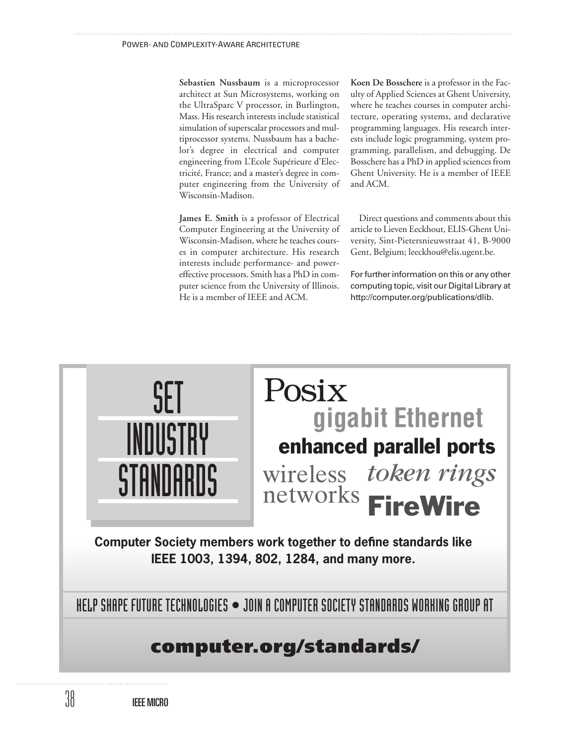**Sebastien Nussbaum** is a microprocessor architect at Sun Microsystems, working on the UltraSparc V processor, in Burlington, Mass. His research interests include statistical simulation of superscalar processors and multiprocessor systems. Nussbaum has a bachelor's degree in electrical and computer engineering from L'Ecole Supérieure d'Electricité, France; and a master's degree in computer engineering from the University of Wisconsin-Madison.

**James E. Smith** is a professor of Electrical Computer Engineering at the University of Wisconsin-Madison, where he teaches courses in computer architecture. His research interests include performance- and power-effective processors. Smith has a PhD in computer science from the University of Illinois. He is a member of IEEE and ACM.

**Koen De Bosschere** is a professor in the Faculty of Applied Sciences at Ghent University, where he teaches courses in computer architecture, operating systems, and declarative programming languages. His research interests include logic programming, system programming, parallelism, and debugging. De Bosschere has a PhD in applied sciences from Ghent University. He is a member of IEEE and ACM.

Direct questions and comments about this article to Lieven Eeckhout, ELIS-Ghent University, Sint-Pietersnieuwstraat 41, B-9000 Gent, Belgium; leeckhou@elis.ugent.be.

For further information on this or any other computing topic, visit our Digital Library at http://computer.org/publications/dlib.

SET INDUSTRY STANDARDS

Posix
gigabit Ethernet
enhanced parallel ports
wireless networks
*token rings*
**FireWire**

**Computer Society members work together to define standards like IEEE 1003, 1394, 802, 1284, and many more.**

HELP SHAPE FUTURE TECHNOLOGIES • JOIN A COMPUTER SOCIETY STANDARDS WORKING GROUP AT

**computer.org/standards/**